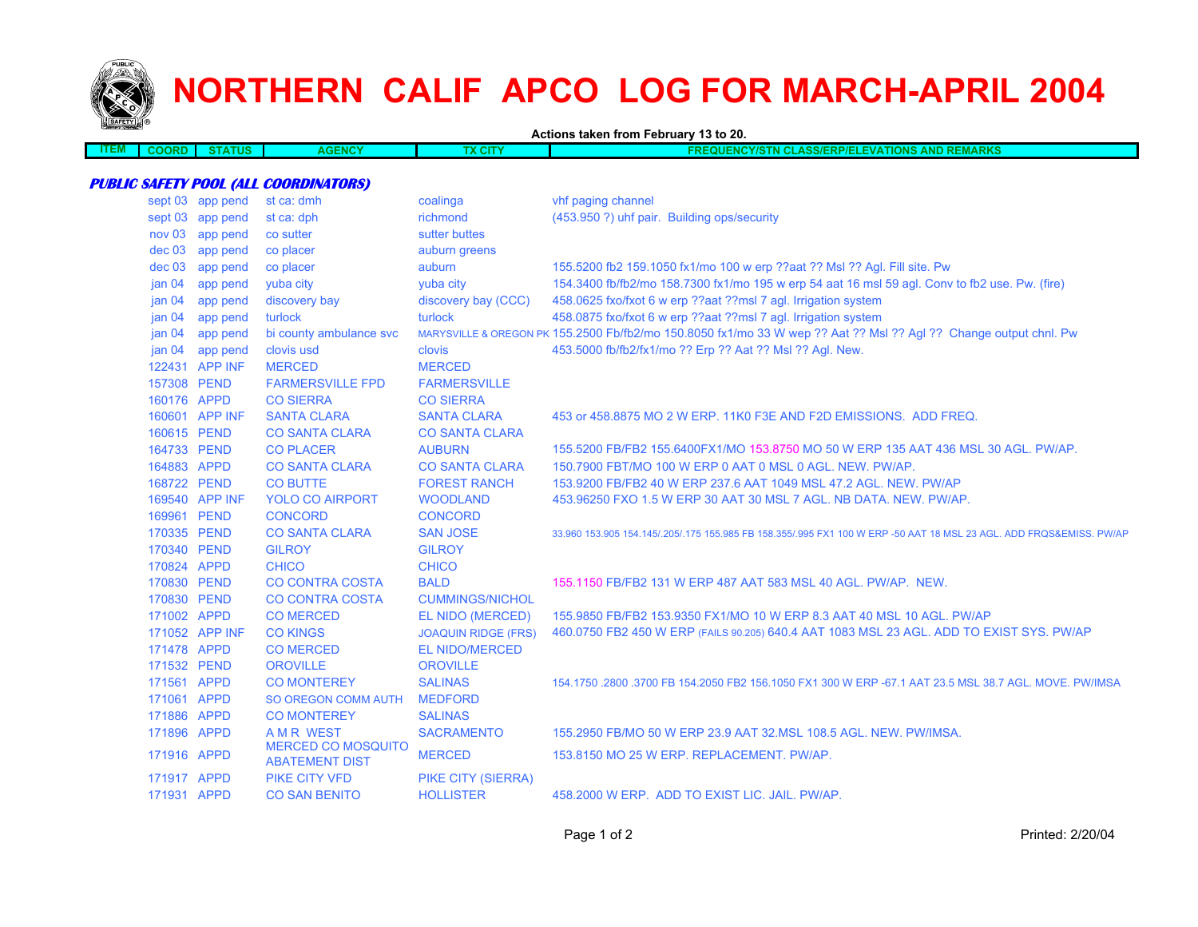# NORTHERN CALIF APCO LOG FOR MARCH-APRIL 2004

**Actions taken from February 13 to 20.**

| ITEM | COORD | STATUS | AGENCY | TX CITY | FREQUENCY/STN CLASS/ERP/ELEVATIONS AND REMARKS |
|---|---|---|---|---|---|
| ***PUBLIC SAFETY POOL (ALL COORDINATORS)*** | | | | | |
| | sept 03 | app pend | st ca: dmh | coalinga | vhf paging channel |
| | sept 03 | app pend | st ca: dph | richmond | (453.950 ?) uhf pair. Building ops/security |
| | nov 03 | app pend | co sutter | sutter buttes | |
| | dec 03 | app pend | co placer | auburn greens | |
| | dec 03 | app pend | co placer | auburn | 155.5200 fb2 159.1050 fx1/mo 100 w erp ??aat ?? Msl ?? Agl. Fill site. Pw |
| | jan 04 | app pend | yuba city | yuba city | 154.3400 fb/fb2/mo 158.7300 fx1/mo 195 w erp 54 aat 16 msl 59 agl. Conv to fb2 use. Pw. (fire) |
| | jan 04 | app pend | discovery bay | discovery bay (CCC) | 458.0625 fxo/fxot 6 w erp ??aat ??msl 7 agl. Irrigation system |
| | jan 04 | app pend | turlock | turlock | 458.0875 fxo/fxot 6 w erp ??aat ??msl 7 agl. Irrigation system |
| | jan 04 | app pend | bi county ambulance svc | MARYSVILLE & OREGON PK | 155.2500 Fb/fb2/mo 150.8050 fx1/mo 33 W wep ?? Aat ?? Msl ?? Agl ?? Change output chnl. Pw |
| | jan 04 | app pend | clovis usd | clovis | 453.5000 fb/fb2/fx1/mo ?? Erp ?? Aat ?? Msl ?? Agl. New. |
| | 122431 | APP INF | MERCED | MERCED | |
| | 157308 | PEND | FARMERSVILLE FPD | FARMERSVILLE | |
| | 160176 | APPD | CO SIERRA | CO SIERRA | |
| | 160601 | APP INF | SANTA CLARA | SANTA CLARA | 453 or 458.8875 MO 2 W ERP. 11K0 F3E AND F2D EMISSIONS. ADD FREQ. |
| | 160615 | PEND | CO SANTA CLARA | CO SANTA CLARA | |
| | 164733 | PEND | CO PLACER | AUBURN | 155.5200 FB/FB2 155.6400FX1/MO 153.8750 MO 50 W ERP 135 AAT 436 MSL 30 AGL. PW/AP. |
| | 164883 | APPD | CO SANTA CLARA | CO SANTA CLARA | 150.7900 FBT/MO 100 W ERP 0 AAT 0 MSL 0 AGL. NEW. PW/AP. |
| | 168722 | PEND | CO BUTTE | FOREST RANCH | 153.9200 FB/FB2 40 W ERP 237.6 AAT 1049 MSL 47.2 AGL. NEW. PW/AP |
| | 169540 | APP INF | YOLO CO AIRPORT | WOODLAND | 453.96250 FXO 1.5 W ERP 30 AAT 30 MSL 7 AGL. NB DATA. NEW. PW/AP. |
| | 169961 | PEND | CONCORD | CONCORD | |
| | 170335 | PEND | CO SANTA CLARA | SAN JOSE | 33.960 153.905 154.145/.205/.175 155.985 FB 158.355/.995 FX1 100 W ERP -50 AAT 18 MSL 23 AGL. ADD FRQS&EMISS. PW/AP |
| | 170340 | PEND | GILROY | GILROY | |
| | 170824 | APPD | CHICO | CHICO | |
| | 170830 | PEND | CO CONTRA COSTA | BALD | 155.1150 FB/FB2 131 W ERP 487 AAT 583 MSL 40 AGL. PW/AP. NEW. |
| | 170830 | PEND | CO CONTRA COSTA | CUMMINGS/NICHOL | |
| | 171002 | APPD | CO MERCED | EL NIDO (MERCED) | 155.9850 FB/FB2 153.9350 FX1/MO 10 W ERP 8.3 AAT 40 MSL 10 AGL. PW/AP |
| | 171052 | APP INF | CO KINGS | JOAQUIN RIDGE (FRS) | 460.0750 FB2 450 W ERP (FAILS 90.205) 640.4 AAT 1083 MSL 23 AGL. ADD TO EXIST SYS. PW/AP |
| | 171478 | APPD | CO MERCED | EL NIDO/MERCED | |
| | 171532 | PEND | OROVILLE | OROVILLE | |
| | 171561 | APPD | CO MONTEREY | SALINAS | 154.1750 .2800 .3700 FB 154.2050 FB2 156.1050 FX1 300 W ERP -67.1 AAT 23.5 MSL 38.7 AGL. MOVE. PW/IMSA |
| | 171061 | APPD | SO OREGON COMM AUTH | MEDFORD | |
| | 171886 | APPD | CO MONTEREY | SALINAS | |
| | 171896 | APPD | A M R WEST | SACRAMENTO | 155.2950 FB/MO 50 W ERP 23.9 AAT 32.MSL 108.5 AGL. NEW. PW/IMSA. |
| | 171916 | APPD | MERCED CO MOSQUITO ABATEMENT DIST | MERCED | 153.8150 MO 25 W ERP. REPLACEMENT. PW/AP. |
| | 171917 | APPD | PIKE CITY VFD | PIKE CITY (SIERRA) | |
| | 171931 | APPD | CO SAN BENITO | HOLLISTER | 458.2000 W ERP. ADD TO EXIST LIC. JAIL. PW/AP. |

Printed: 2/20/04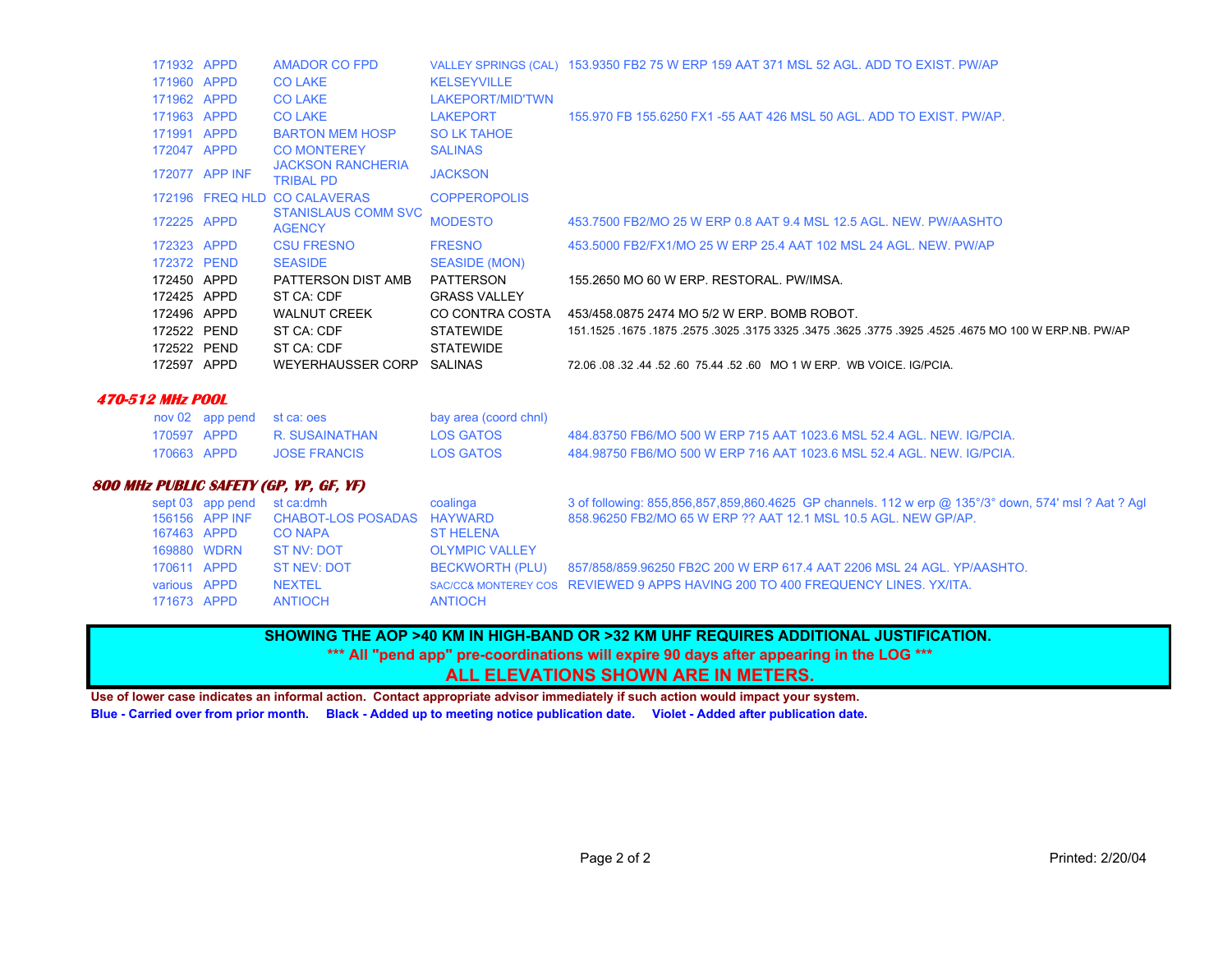| | | | | |
|---|---|---|---|---|
| 171932 | APPD | AMADOR CO FPD | VALLEY SPRINGS (CAL) | 153.9350 FB2 75 W ERP 159 AAT 371 MSL 52 AGL. ADD TO EXIST. PW/AP |
| 171960 | APPD | CO LAKE | KELSEYVILLE | |
| 171962 | APPD | CO LAKE | LAKEPORT/MID'TWN | |
| 171963 | APPD | CO LAKE | LAKEPORT | 155.970 FB 155.6250 FX1 -55 AAT 426 MSL 50 AGL. ADD TO EXIST. PW/AP. |
| 171991 | APPD | BARTON MEM HOSP | SO LK TAHOE | |
| 172047 | APPD | CO MONTEREY | SALINAS | |
| 172077 | APP INF | JACKSON RANCHERIA TRIBAL PD | JACKSON | |
| 172196 | FREQ HLD | CO CALAVERAS | COPPEROPOLIS | |
| 172225 | APPD | STANISLAUS COMM SVC AGENCY | MODESTO | 453.7500 FB2/MO 25 W ERP 0.8 AAT 9.4 MSL 12.5 AGL. NEW. PW/AASHTO |
| 172323 | APPD | CSU FRESNO | FRESNO | 453.5000 FB2/FX1/MO 25 W ERP 25.4 AAT 102 MSL 24 AGL. NEW. PW/AP |
| 172372 | PEND | SEASIDE | SEASIDE (MON) | |
| 172450 | APPD | PATTERSON DIST AMB | PATTERSON | 155.2650 MO 60 W ERP. RESTORAL. PW/IMSA. |
| 172425 | APPD | ST CA: CDF | GRASS VALLEY | |
| 172496 | APPD | WALNUT CREEK | CO CONTRA COSTA | 453/458.0875 2474 MO 5/2 W ERP. BOMB ROBOT. |
| 172522 | PEND | ST CA: CDF | STATEWIDE | 151.1525 .1675 .1875 .2575 .3025 .3175 3325 .3475 .3625 .3775 .3925 .4525 .4675 MO 100 W ERP.NB. PW/AP |
| 172522 | PEND | ST CA: CDF | STATEWIDE | |
| 172597 | APPD | WEYERHAUSSER CORP | SALINAS | 72.06 .08 .32 .44 .52 .60 75.44 .52 .60 MO 1 W ERP. WB VOICE. IG/PCIA. |

## *470-512 MHz POOL*

| | | | | |
|---|---|---|---|---|
| nov 02 | app pend | st ca: oes | bay area (coord chnl) | |
| 170597 | APPD | R. SUSAINATHAN | LOS GATOS | 484.83750 FB6/MO 500 W ERP 715 AAT 1023.6 MSL 52.4 AGL. NEW. IG/PCIA. |
| 170663 | APPD | JOSE FRANCIS | LOS GATOS | 484.98750 FB6/MO 500 W ERP 716 AAT 1023.6 MSL 52.4 AGL. NEW. IG/PCIA. |

## *800 MHz PUBLIC SAFETY (GP, YP, GF, YF)*

| | | | | |
|---|---|---|---|---|
| sept 03 | app pend | st ca:dmh | coalinga | 3 of following: 855,856,857,859,860.4625 GP channels. 112 w erp @ 135°/3° down, 574' msl ? Aat ? Agl |
| 156156 | APP INF | CHABOT-LOS POSADAS | HAYWARD | 858.96250 FB2/MO 65 W ERP ?? AAT 12.1 MSL 10.5 AGL. NEW GP/AP. |
| 167463 | APPD | CO NAPA | ST HELENA | |
| 169880 | WDRN | ST NV: DOT | OLYMPIC VALLEY | |
| 170611 | APPD | ST NEV: DOT | BECKWORTH (PLU) | 857/858/859.96250 FB2C 200 W ERP 617.4 AAT 2206 MSL 24 AGL. YP/AASHTO. |
| various | APPD | NEXTEL | SAC/CC& MONTEREY COS | REVIEWED 9 APPS HAVING 200 TO 400 FREQUENCY LINES. YX/ITA. |
| 171673 | APPD | ANTIOCH | ANTIOCH | |

**SHOWING THE AOP >40 KM IN HIGH-BAND OR >32 KM UHF REQUIRES ADDITIONAL JUSTIFICATION.**

**\*\*\* All "pend app" pre-coordinations will expire 90 days after appearing in the LOG \*\*\***

**ALL ELEVATIONS SHOWN ARE IN METERS.**

**Use of lower case indicates an informal action. Contact appropriate advisor immediately if such action would impact your system.**

**Blue - Carried over from prior month. Black - Added up to meeting notice publication date. Violet - Added after publication date.**

Printed: 2/20/04